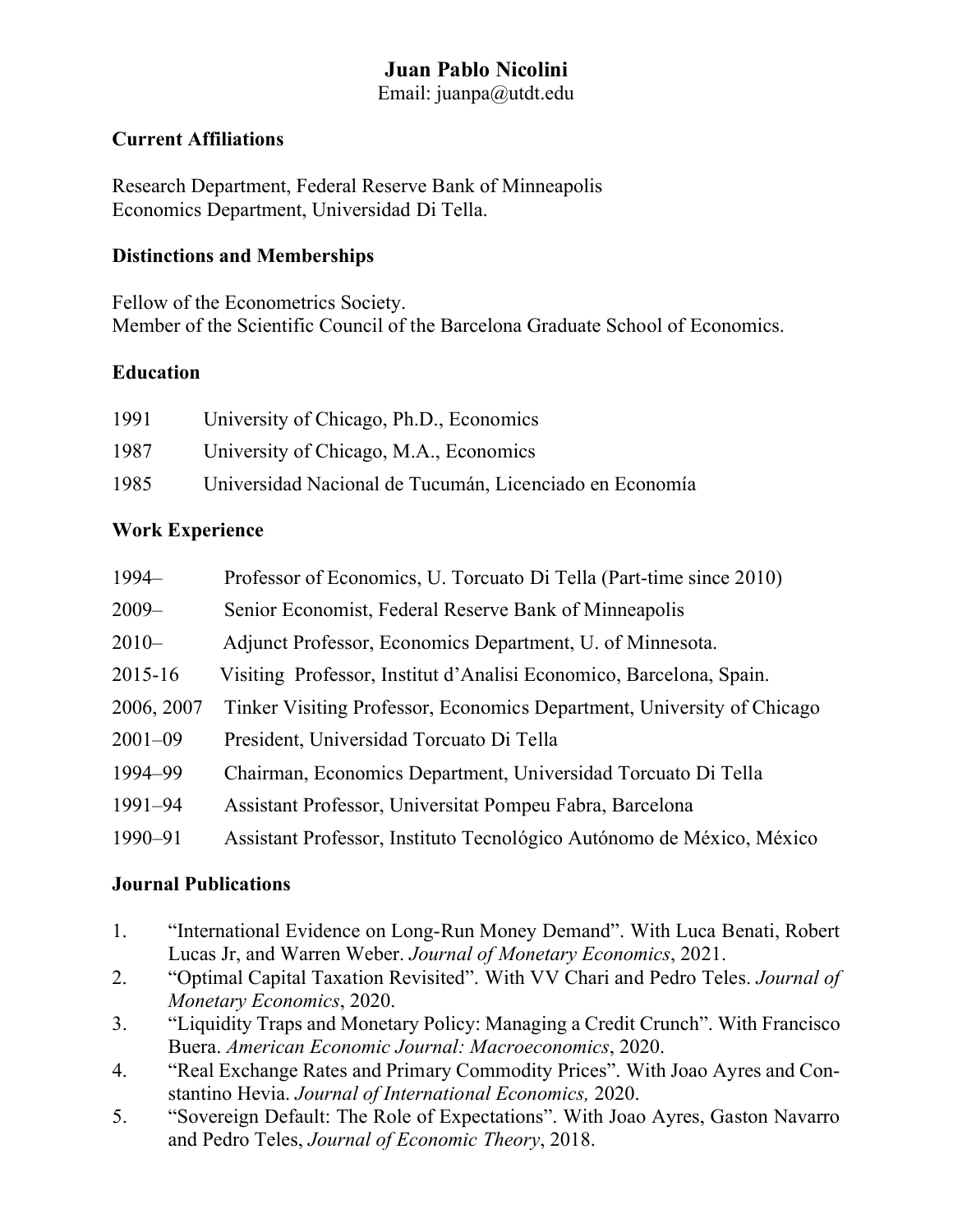# Juan Pablo Nicolini

Email: juanpa@utdt.edu

## Current Affiliations

Research Department, Federal Reserve Bank of Minneapolis
Economics Department, Universidad Di Tella.

## Distinctions and Memberships

Fellow of the Econometrics Society.
Member of the Scientific Council of the Barcelona Graduate School of Economics.

## Education

| | |
|---|---|
| 1991 | University of Chicago, Ph.D., Economics |
| 1987 | University of Chicago, M.A., Economics |
| 1985 | Universidad Nacional de Tucumán, Licenciado en Economía |

## Work Experience

| | |
|---|---|
| 1994– | Professor of Economics, U. Torcuato Di Tella (Part-time since 2010) |
| 2009– | Senior Economist, Federal Reserve Bank of Minneapolis |
| 2010– | Adjunct Professor, Economics Department, U. of Minnesota. |
| 2015-16 | Visiting Professor, Institut d'Analisi Economico, Barcelona, Spain. |
| 2006, 2007 | Tinker Visiting Professor, Economics Department, University of Chicago |
| 2001–09 | President, Universidad Torcuato Di Tella |
| 1994–99 | Chairman, Economics Department, Universidad Torcuato Di Tella |
| 1991–94 | Assistant Professor, Universitat Pompeu Fabra, Barcelona |
| 1990–91 | Assistant Professor, Instituto Tecnológico Autónomo de México, México |

## Journal Publications

1. "International Evidence on Long-Run Money Demand". With Luca Benati, Robert Lucas Jr, and Warren Weber. *Journal of Monetary Economics*, 2021.
2. "Optimal Capital Taxation Revisited". With VV Chari and Pedro Teles. *Journal of Monetary Economics*, 2020.
3. "Liquidity Traps and Monetary Policy: Managing a Credit Crunch". With Francisco Buera. *American Economic Journal: Macroeconomics*, 2020.
4. "Real Exchange Rates and Primary Commodity Prices". With Joao Ayres and Constantino Hevia. *Journal of International Economics,* 2020.
5. "Sovereign Default: The Role of Expectations". With Joao Ayres, Gaston Navarro and Pedro Teles, *Journal of Economic Theory*, 2018.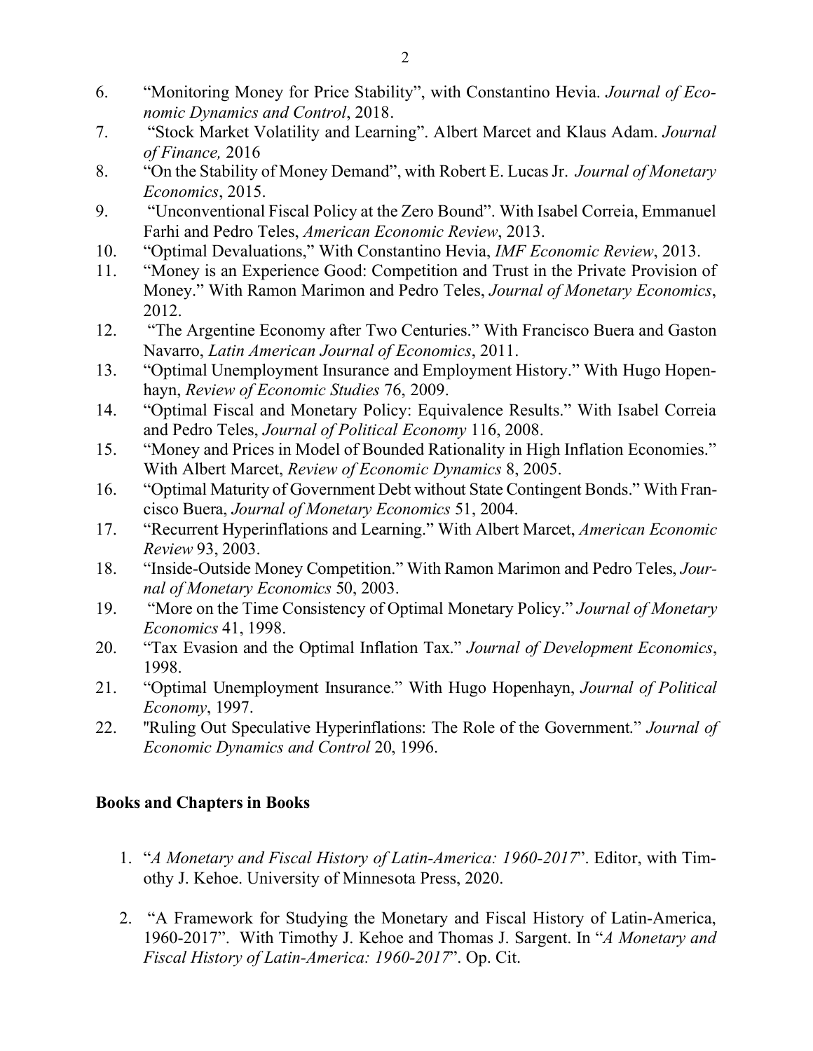6. "Monitoring Money for Price Stability", with Constantino Hevia. *Journal of Economic Dynamics and Control*, 2018.
7. "Stock Market Volatility and Learning". Albert Marcet and Klaus Adam. *Journal of Finance,* 2016
8. "On the Stability of Money Demand", with Robert E. Lucas Jr. *Journal of Monetary Economics*, 2015.
9. "Unconventional Fiscal Policy at the Zero Bound". With Isabel Correia, Emmanuel Farhi and Pedro Teles, *American Economic Review*, 2013.
10. "Optimal Devaluations," With Constantino Hevia, *IMF Economic Review*, 2013.
11. "Money is an Experience Good: Competition and Trust in the Private Provision of Money." With Ramon Marimon and Pedro Teles, *Journal of Monetary Economics*, 2012.
12. "The Argentine Economy after Two Centuries." With Francisco Buera and Gaston Navarro, *Latin American Journal of Economics*, 2011.
13. "Optimal Unemployment Insurance and Employment History." With Hugo Hopenhayn, *Review of Economic Studies* 76, 2009.
14. "Optimal Fiscal and Monetary Policy: Equivalence Results." With Isabel Correia and Pedro Teles, *Journal of Political Economy* 116, 2008.
15. "Money and Prices in Model of Bounded Rationality in High Inflation Economies." With Albert Marcet, *Review of Economic Dynamics* 8, 2005.
16. "Optimal Maturity of Government Debt without State Contingent Bonds." With Francisco Buera, *Journal of Monetary Economics* 51, 2004.
17. "Recurrent Hyperinflations and Learning." With Albert Marcet, *American Economic Review* 93, 2003.
18. "Inside-Outside Money Competition." With Ramon Marimon and Pedro Teles, *Journal of Monetary Economics* 50, 2003.
19. "More on the Time Consistency of Optimal Monetary Policy." *Journal of Monetary Economics* 41, 1998.
20. "Tax Evasion and the Optimal Inflation Tax." *Journal of Development Economics*, 1998.
21. "Optimal Unemployment Insurance." With Hugo Hopenhayn, *Journal of Political Economy*, 1997.
22. "Ruling Out Speculative Hyperinflations: The Role of the Government." *Journal of Economic Dynamics and Control* 20, 1996.

**Books and Chapters in Books**

1. "*A Monetary and Fiscal History of Latin-America: 1960-2017*". Editor, with Timothy J. Kehoe. University of Minnesota Press, 2020.

2. "A Framework for Studying the Monetary and Fiscal History of Latin-America, 1960-2017". With Timothy J. Kehoe and Thomas J. Sargent. In "*A Monetary and Fiscal History of Latin-America: 1960-2017*". Op. Cit.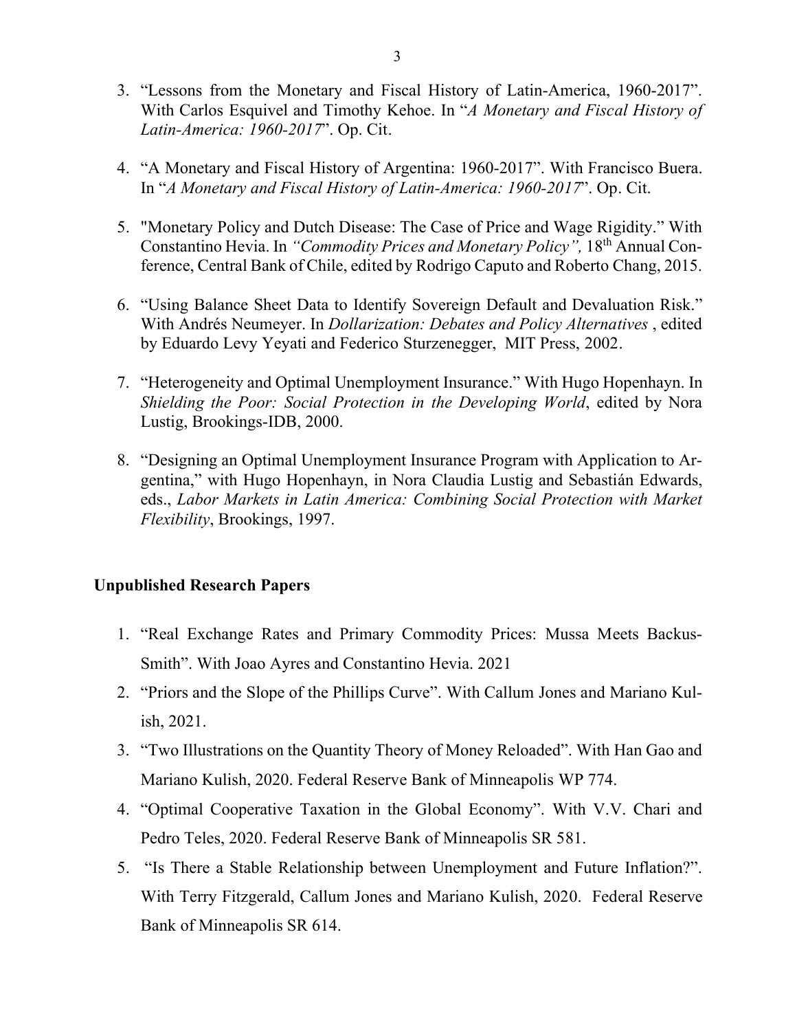3. "Lessons from the Monetary and Fiscal History of Latin-America, 1960-2017". With Carlos Esquivel and Timothy Kehoe. In "*A Monetary and Fiscal History of Latin-America: 1960-2017*". Op. Cit.

4. "A Monetary and Fiscal History of Argentina: 1960-2017". With Francisco Buera. In "*A Monetary and Fiscal History of Latin-America: 1960-2017*". Op. Cit.

5. "Monetary Policy and Dutch Disease: The Case of Price and Wage Rigidity." With Constantino Hevia. In *"Commodity Prices and Monetary Policy",* 18th Annual Conference, Central Bank of Chile, edited by Rodrigo Caputo and Roberto Chang, 2015.

6. "Using Balance Sheet Data to Identify Sovereign Default and Devaluation Risk." With Andrés Neumeyer. In *Dollarization: Debates and Policy Alternatives* , edited by Eduardo Levy Yeyati and Federico Sturzenegger, MIT Press, 2002.

7. "Heterogeneity and Optimal Unemployment Insurance." With Hugo Hopenhayn. In *Shielding the Poor: Social Protection in the Developing World*, edited by Nora Lustig, Brookings-IDB, 2000.

8. "Designing an Optimal Unemployment Insurance Program with Application to Argentina," with Hugo Hopenhayn, in Nora Claudia Lustig and Sebastián Edwards, eds., *Labor Markets in Latin America: Combining Social Protection with Market Flexibility*, Brookings, 1997.

## Unpublished Research Papers

1. "Real Exchange Rates and Primary Commodity Prices: Mussa Meets Backus-Smith". With Joao Ayres and Constantino Hevia. 2021
2. "Priors and the Slope of the Phillips Curve". With Callum Jones and Mariano Kulish, 2021.
3. "Two Illustrations on the Quantity Theory of Money Reloaded". With Han Gao and Mariano Kulish, 2020. Federal Reserve Bank of Minneapolis WP 774.
4. "Optimal Cooperative Taxation in the Global Economy". With V.V. Chari and Pedro Teles, 2020. Federal Reserve Bank of Minneapolis SR 581.
5. "Is There a Stable Relationship between Unemployment and Future Inflation?". With Terry Fitzgerald, Callum Jones and Mariano Kulish, 2020. Federal Reserve Bank of Minneapolis SR 614.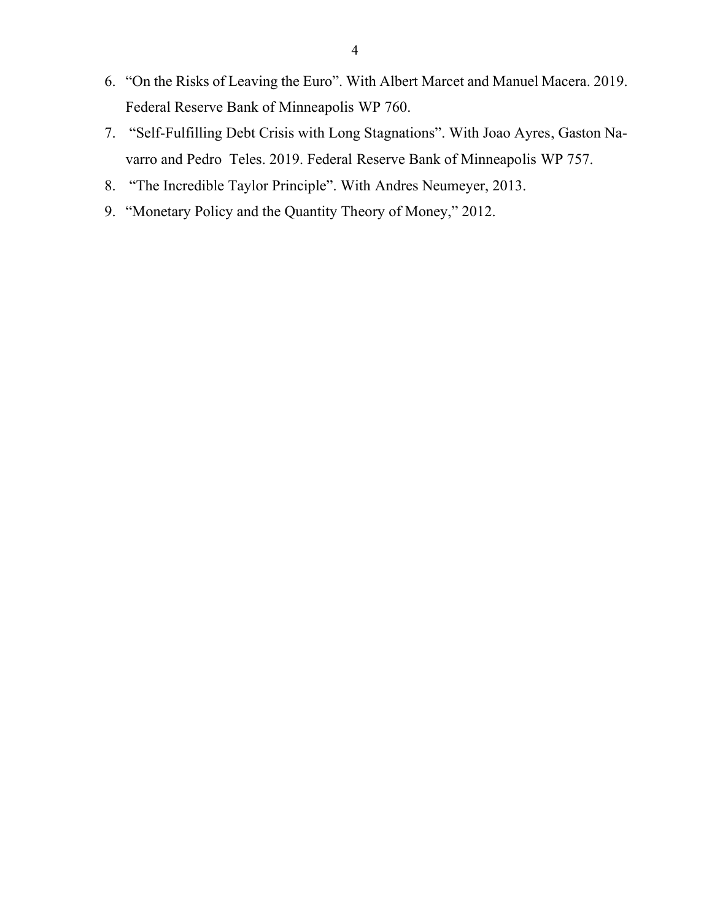6. "On the Risks of Leaving the Euro". With Albert Marcet and Manuel Macera. 2019. Federal Reserve Bank of Minneapolis WP 760.
7. "Self-Fulfilling Debt Crisis with Long Stagnations". With Joao Ayres, Gaston Navarro and Pedro Teles. 2019. Federal Reserve Bank of Minneapolis WP 757.
8. "The Incredible Taylor Principle". With Andres Neumeyer, 2013.
9. "Monetary Policy and the Quantity Theory of Money," 2012.